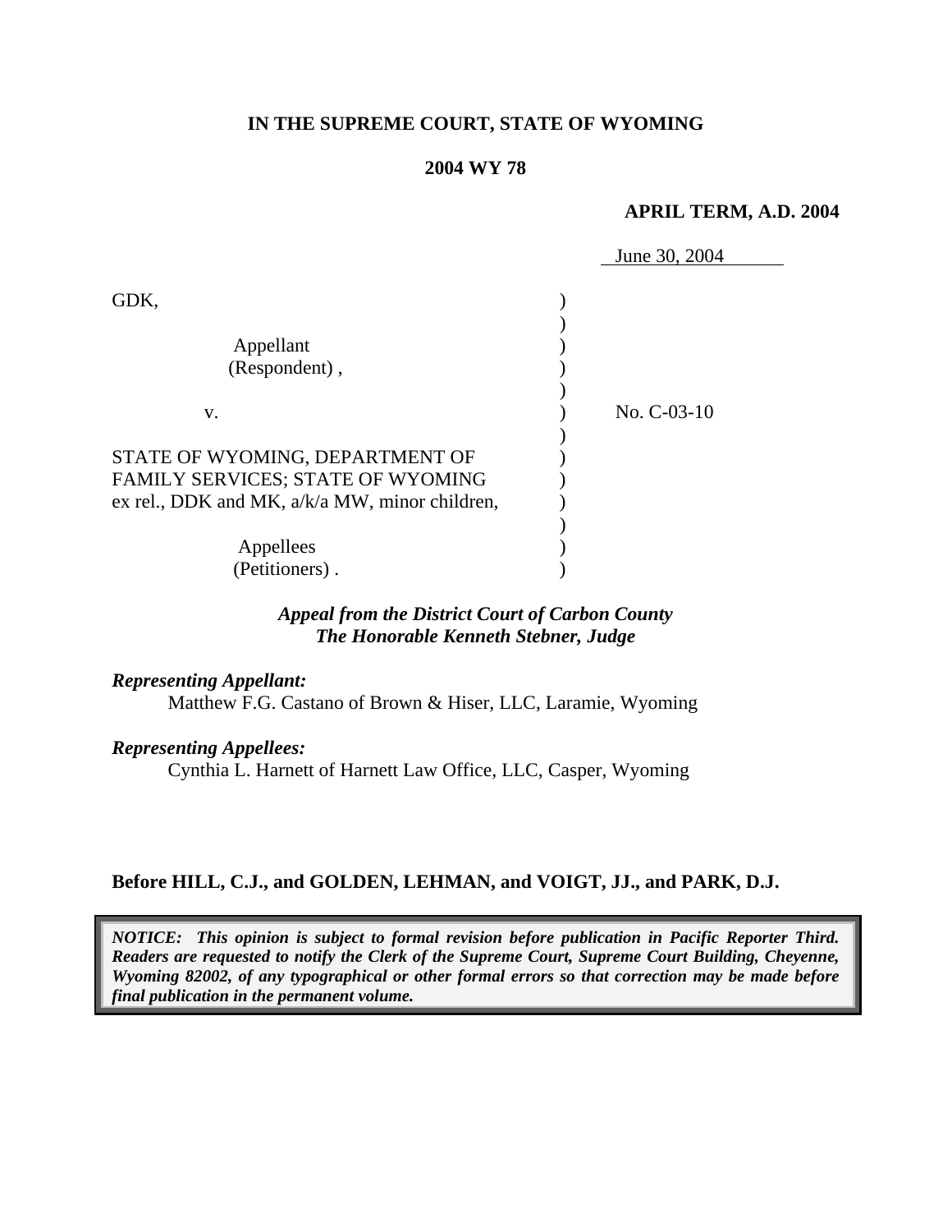**IN THE SUPREME COURT, STATE OF WYOMING**

**2004 WY 78**

**APRIL TERM, A.D. 2004**

June 30, 2004

GDK,

Appellant
(Respondent) ,

v.

STATE OF WYOMING, DEPARTMENT OF FAMILY SERVICES; STATE OF WYOMING ex rel., DDK and MK, a/k/a MW, minor children,

Appellees
(Petitioners) .

No. C-03-10

***Appeal from the District Court of Carbon County***
***The Honorable Kenneth Stebner, Judge***

***Representing Appellant:***
Matthew F.G. Castano of Brown & Hiser, LLC, Laramie, Wyoming

***Representing Appellees:***
Cynthia L. Harnett of Harnett Law Office, LLC, Casper, Wyoming

**Before HILL, C.J., and GOLDEN, LEHMAN, and VOIGT, JJ., and PARK, D.J.**

***NOTICE: This opinion is subject to formal revision before publication in Pacific Reporter Third. Readers are requested to notify the Clerk of the Supreme Court, Supreme Court Building, Cheyenne, Wyoming 82002, of any typographical or other formal errors so that correction may be made before final publication in the permanent volume.***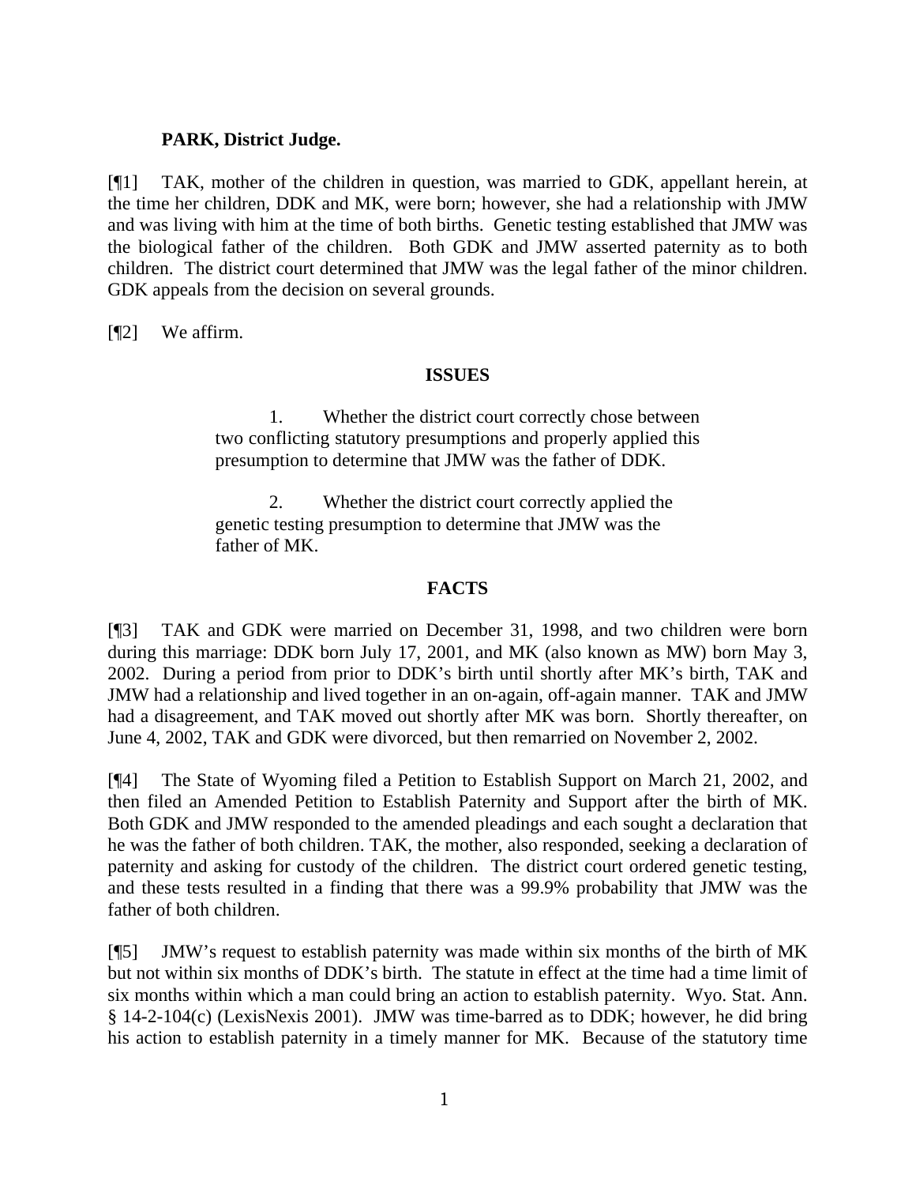**PARK, District Judge.**

[¶1] TAK, mother of the children in question, was married to GDK, appellant herein, at the time her children, DDK and MK, were born; however, she had a relationship with JMW and was living with him at the time of both births. Genetic testing established that JMW was the biological father of the children. Both GDK and JMW asserted paternity as to both children. The district court determined that JMW was the legal father of the minor children. GDK appeals from the decision on several grounds.

[¶2] We affirm.

## ISSUES

> 1. Whether the district court correctly chose between two conflicting statutory presumptions and properly applied this presumption to determine that JMW was the father of DDK.
>
> 2. Whether the district court correctly applied the genetic testing presumption to determine that JMW was the father of MK.

## FACTS

[¶3] TAK and GDK were married on December 31, 1998, and two children were born during this marriage: DDK born July 17, 2001, and MK (also known as MW) born May 3, 2002. During a period from prior to DDK's birth until shortly after MK's birth, TAK and JMW had a relationship and lived together in an on-again, off-again manner. TAK and JMW had a disagreement, and TAK moved out shortly after MK was born. Shortly thereafter, on June 4, 2002, TAK and GDK were divorced, but then remarried on November 2, 2002.

[¶4] The State of Wyoming filed a Petition to Establish Support on March 21, 2002, and then filed an Amended Petition to Establish Paternity and Support after the birth of MK. Both GDK and JMW responded to the amended pleadings and each sought a declaration that he was the father of both children. TAK, the mother, also responded, seeking a declaration of paternity and asking for custody of the children. The district court ordered genetic testing, and these tests resulted in a finding that there was a 99.9% probability that JMW was the father of both children.

[¶5] JMW's request to establish paternity was made within six months of the birth of MK but not within six months of DDK's birth. The statute in effect at the time had a time limit of six months within which a man could bring an action to establish paternity. Wyo. Stat. Ann. § 14-2-104(c) (LexisNexis 2001). JMW was time-barred as to DDK; however, he did bring his action to establish paternity in a timely manner for MK. Because of the statutory time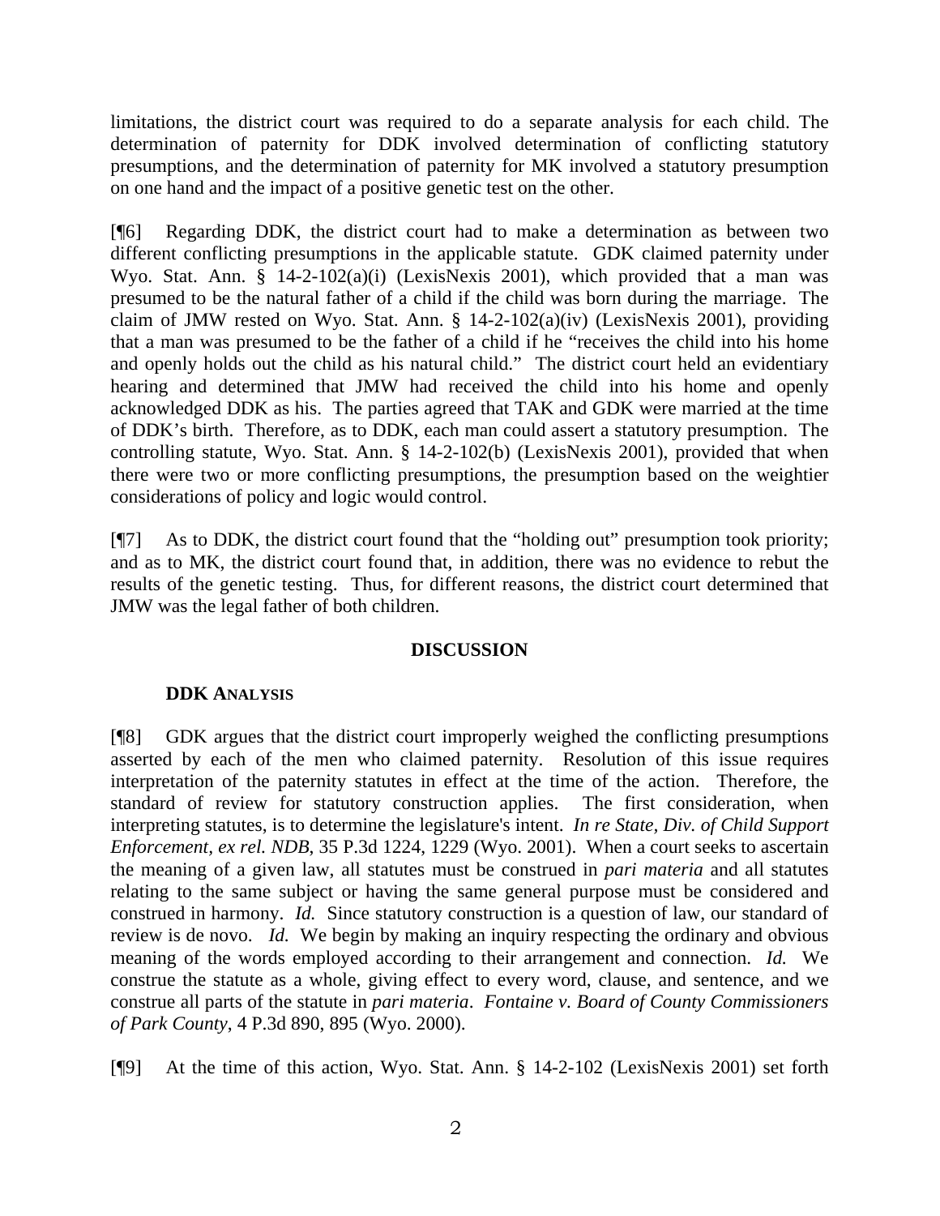limitations, the district court was required to do a separate analysis for each child. The determination of paternity for DDK involved determination of conflicting statutory presumptions, and the determination of paternity for MK involved a statutory presumption on one hand and the impact of a positive genetic test on the other.

[¶6] Regarding DDK, the district court had to make a determination as between two different conflicting presumptions in the applicable statute. GDK claimed paternity under Wyo. Stat. Ann. § 14-2-102(a)(i) (LexisNexis 2001), which provided that a man was presumed to be the natural father of a child if the child was born during the marriage. The claim of JMW rested on Wyo. Stat. Ann. § 14-2-102(a)(iv) (LexisNexis 2001), providing that a man was presumed to be the father of a child if he "receives the child into his home and openly holds out the child as his natural child." The district court held an evidentiary hearing and determined that JMW had received the child into his home and openly acknowledged DDK as his. The parties agreed that TAK and GDK were married at the time of DDK's birth. Therefore, as to DDK, each man could assert a statutory presumption. The controlling statute, Wyo. Stat. Ann. § 14-2-102(b) (LexisNexis 2001), provided that when there were two or more conflicting presumptions, the presumption based on the weightier considerations of policy and logic would control.

[¶7] As to DDK, the district court found that the "holding out" presumption took priority; and as to MK, the district court found that, in addition, there was no evidence to rebut the results of the genetic testing. Thus, for different reasons, the district court determined that JMW was the legal father of both children.

## DISCUSSION

### DDK ANALYSIS

[¶8] GDK argues that the district court improperly weighed the conflicting presumptions asserted by each of the men who claimed paternity. Resolution of this issue requires interpretation of the paternity statutes in effect at the time of the action. Therefore, the standard of review for statutory construction applies. The first consideration, when interpreting statutes, is to determine the legislature's intent. *In re State, Div. of Child Support Enforcement, ex rel. NDB*, 35 P.3d 1224, 1229 (Wyo. 2001). When a court seeks to ascertain the meaning of a given law, all statutes must be construed in *pari materia* and all statutes relating to the same subject or having the same general purpose must be considered and construed in harmony. *Id.* Since statutory construction is a question of law, our standard of review is de novo. *Id.* We begin by making an inquiry respecting the ordinary and obvious meaning of the words employed according to their arrangement and connection. *Id.* We construe the statute as a whole, giving effect to every word, clause, and sentence, and we construe all parts of the statute in *pari materia*. *Fontaine v. Board of County Commissioners of Park County*, 4 P.3d 890, 895 (Wyo. 2000).

[¶9] At the time of this action, Wyo. Stat. Ann. § 14-2-102 (LexisNexis 2001) set forth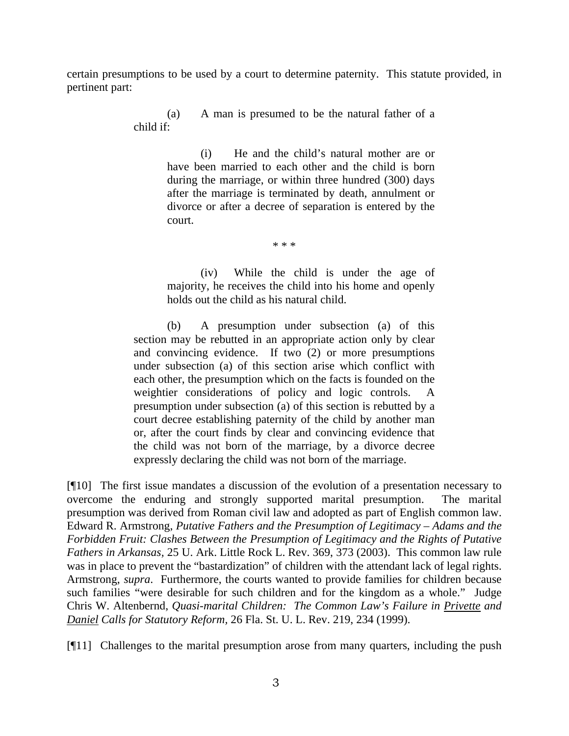certain presumptions to be used by a court to determine paternity. This statute provided, in pertinent part:

> (a) A man is presumed to be the natural father of a child if:
>
> > (i) He and the child's natural mother are or have been married to each other and the child is born during the marriage, or within three hundred (300) days after the marriage is terminated by death, annulment or divorce or after a decree of separation is entered by the court.
> >
> > \* \* \*
> >
> > (iv) While the child is under the age of majority, he receives the child into his home and openly holds out the child as his natural child.
>
> (b) A presumption under subsection (a) of this section may be rebutted in an appropriate action only by clear and convincing evidence. If two (2) or more presumptions under subsection (a) of this section arise which conflict with each other, the presumption which on the facts is founded on the weightier considerations of policy and logic controls. A presumption under subsection (a) of this section is rebutted by a court decree establishing paternity of the child by another man or, after the court finds by clear and convincing evidence that the child was not born of the marriage, by a divorce decree expressly declaring the child was not born of the marriage.

[¶10] The first issue mandates a discussion of the evolution of a presentation necessary to overcome the enduring and strongly supported marital presumption. The marital presumption was derived from Roman civil law and adopted as part of English common law. Edward R. Armstrong, *Putative Fathers and the Presumption of Legitimacy – Adams and the Forbidden Fruit: Clashes Between the Presumption of Legitimacy and the Rights of Putative Fathers in Arkansas,* 25 U. Ark. Little Rock L. Rev. 369, 373 (2003). This common law rule was in place to prevent the "bastardization" of children with the attendant lack of legal rights. Armstrong, *supra*. Furthermore, the courts wanted to provide families for children because such families "were desirable for such children and for the kingdom as a whole." Judge Chris W. Altenbernd, *Quasi-marital Children: The Common Law's Failure in Privette and Daniel Calls for Statutory Reform,* 26 Fla. St. U. L. Rev. 219, 234 (1999).

[¶11] Challenges to the marital presumption arose from many quarters, including the push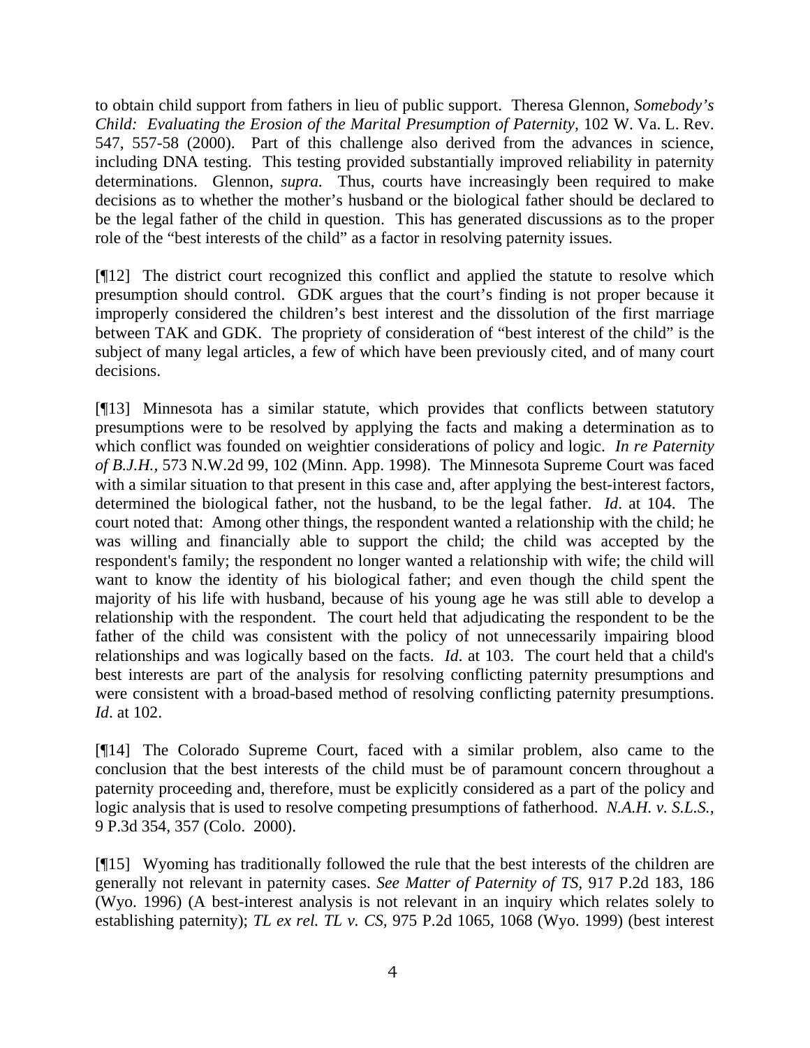to obtain child support from fathers in lieu of public support. Theresa Glennon, *Somebody's Child: Evaluating the Erosion of the Marital Presumption of Paternity,* 102 W. Va. L. Rev. 547, 557-58 (2000). Part of this challenge also derived from the advances in science, including DNA testing. This testing provided substantially improved reliability in paternity determinations. Glennon, *supra.* Thus, courts have increasingly been required to make decisions as to whether the mother's husband or the biological father should be declared to be the legal father of the child in question. This has generated discussions as to the proper role of the "best interests of the child" as a factor in resolving paternity issues.

[¶12] The district court recognized this conflict and applied the statute to resolve which presumption should control. GDK argues that the court's finding is not proper because it improperly considered the children's best interest and the dissolution of the first marriage between TAK and GDK. The propriety of consideration of "best interest of the child" is the subject of many legal articles, a few of which have been previously cited, and of many court decisions.

[¶13] Minnesota has a similar statute, which provides that conflicts between statutory presumptions were to be resolved by applying the facts and making a determination as to which conflict was founded on weightier considerations of policy and logic. *In re Paternity of B.J.H.,* 573 N.W.2d 99, 102 (Minn. App. 1998). The Minnesota Supreme Court was faced with a similar situation to that present in this case and, after applying the best-interest factors, determined the biological father, not the husband, to be the legal father. *Id*. at 104. The court noted that: Among other things, the respondent wanted a relationship with the child; he was willing and financially able to support the child; the child was accepted by the respondent's family; the respondent no longer wanted a relationship with wife; the child will want to know the identity of his biological father; and even though the child spent the majority of his life with husband, because of his young age he was still able to develop a relationship with the respondent. The court held that adjudicating the respondent to be the father of the child was consistent with the policy of not unnecessarily impairing blood relationships and was logically based on the facts. *Id*. at 103. The court held that a child's best interests are part of the analysis for resolving conflicting paternity presumptions and were consistent with a broad-based method of resolving conflicting paternity presumptions. *Id*. at 102.

[¶14] The Colorado Supreme Court, faced with a similar problem, also came to the conclusion that the best interests of the child must be of paramount concern throughout a paternity proceeding and, therefore, must be explicitly considered as a part of the policy and logic analysis that is used to resolve competing presumptions of fatherhood. *N.A.H. v. S.L.S.,* 9 P.3d 354, 357 (Colo. 2000).

[¶15] Wyoming has traditionally followed the rule that the best interests of the children are generally not relevant in paternity cases. *See Matter of Paternity of TS,* 917 P.2d 183, 186 (Wyo. 1996) (A best-interest analysis is not relevant in an inquiry which relates solely to establishing paternity); *TL ex rel. TL v. CS*, 975 P.2d 1065, 1068 (Wyo. 1999) (best interest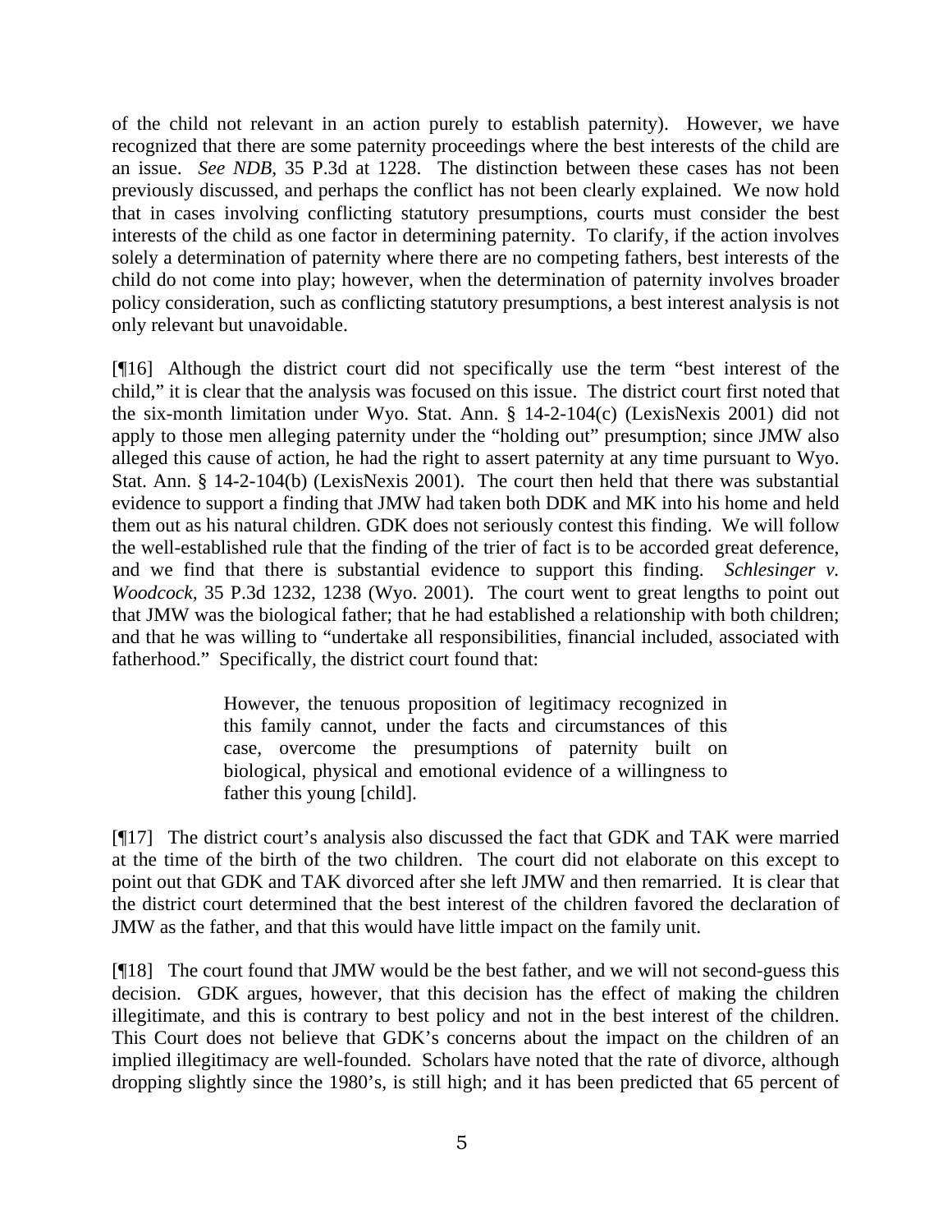of the child not relevant in an action purely to establish paternity). However, we have recognized that there are some paternity proceedings where the best interests of the child are an issue. *See NDB*, 35 P.3d at 1228. The distinction between these cases has not been previously discussed, and perhaps the conflict has not been clearly explained. We now hold that in cases involving conflicting statutory presumptions, courts must consider the best interests of the child as one factor in determining paternity. To clarify, if the action involves solely a determination of paternity where there are no competing fathers, best interests of the child do not come into play; however, when the determination of paternity involves broader policy consideration, such as conflicting statutory presumptions, a best interest analysis is not only relevant but unavoidable.

[¶16] Although the district court did not specifically use the term "best interest of the child," it is clear that the analysis was focused on this issue. The district court first noted that the six-month limitation under Wyo. Stat. Ann. § 14-2-104(c) (LexisNexis 2001) did not apply to those men alleging paternity under the "holding out" presumption; since JMW also alleged this cause of action, he had the right to assert paternity at any time pursuant to Wyo. Stat. Ann. § 14-2-104(b) (LexisNexis 2001). The court then held that there was substantial evidence to support a finding that JMW had taken both DDK and MK into his home and held them out as his natural children. GDK does not seriously contest this finding. We will follow the well-established rule that the finding of the trier of fact is to be accorded great deference, and we find that there is substantial evidence to support this finding. *Schlesinger v. Woodcock*, 35 P.3d 1232, 1238 (Wyo. 2001). The court went to great lengths to point out that JMW was the biological father; that he had established a relationship with both children; and that he was willing to "undertake all responsibilities, financial included, associated with fatherhood." Specifically, the district court found that:

> However, the tenuous proposition of legitimacy recognized in this family cannot, under the facts and circumstances of this case, overcome the presumptions of paternity built on biological, physical and emotional evidence of a willingness to father this young [child].

[¶17] The district court's analysis also discussed the fact that GDK and TAK were married at the time of the birth of the two children. The court did not elaborate on this except to point out that GDK and TAK divorced after she left JMW and then remarried. It is clear that the district court determined that the best interest of the children favored the declaration of JMW as the father, and that this would have little impact on the family unit.

[¶18] The court found that JMW would be the best father, and we will not second-guess this decision. GDK argues, however, that this decision has the effect of making the children illegitimate, and this is contrary to best policy and not in the best interest of the children. This Court does not believe that GDK's concerns about the impact on the children of an implied illegitimacy are well-founded. Scholars have noted that the rate of divorce, although dropping slightly since the 1980's, is still high; and it has been predicted that 65 percent of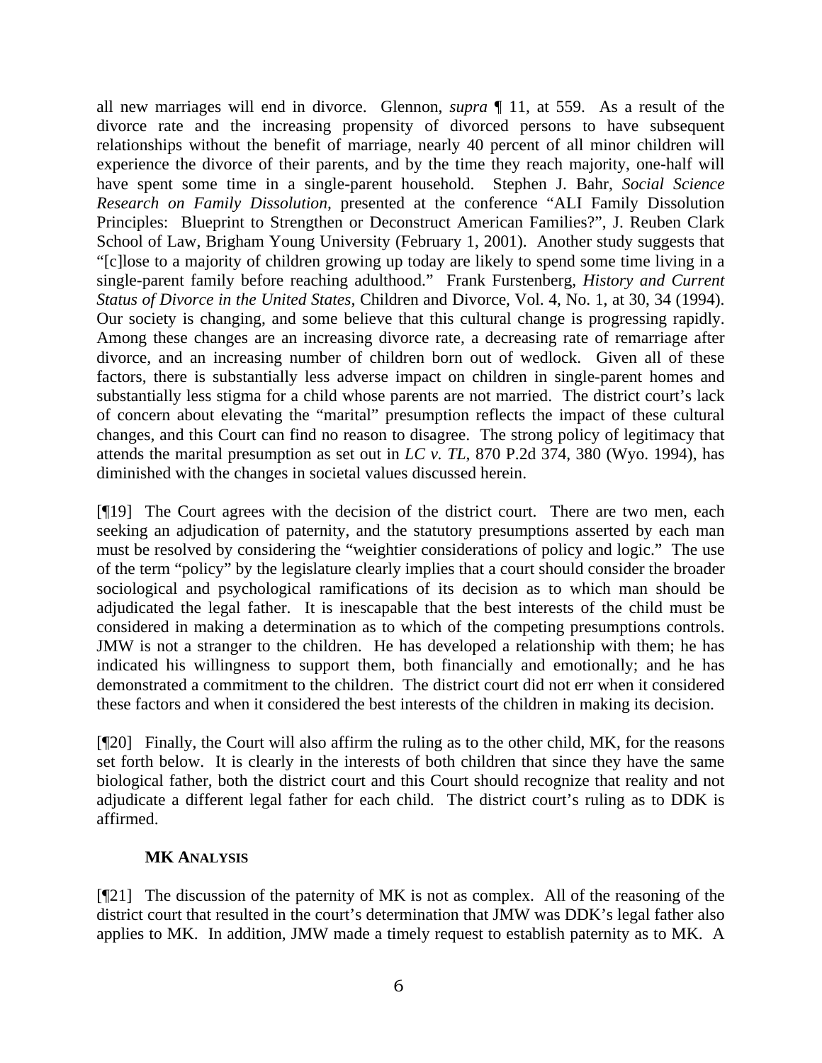all new marriages will end in divorce. Glennon, *supra* ¶ 11, at 559. As a result of the divorce rate and the increasing propensity of divorced persons to have subsequent relationships without the benefit of marriage, nearly 40 percent of all minor children will experience the divorce of their parents, and by the time they reach majority, one-half will have spent some time in a single-parent household. Stephen J. Bahr, *Social Science Research on Family Dissolution*, presented at the conference "ALI Family Dissolution Principles: Blueprint to Strengthen or Deconstruct American Families?", J. Reuben Clark School of Law, Brigham Young University (February 1, 2001). Another study suggests that "[c]lose to a majority of children growing up today are likely to spend some time living in a single-parent family before reaching adulthood." Frank Furstenberg, *History and Current Status of Divorce in the United States*, Children and Divorce, Vol. 4, No. 1, at 30, 34 (1994). Our society is changing, and some believe that this cultural change is progressing rapidly. Among these changes are an increasing divorce rate, a decreasing rate of remarriage after divorce, and an increasing number of children born out of wedlock. Given all of these factors, there is substantially less adverse impact on children in single-parent homes and substantially less stigma for a child whose parents are not married. The district court's lack of concern about elevating the "marital" presumption reflects the impact of these cultural changes, and this Court can find no reason to disagree. The strong policy of legitimacy that attends the marital presumption as set out in *LC v. TL*, 870 P.2d 374, 380 (Wyo. 1994), has diminished with the changes in societal values discussed herein.

[¶19] The Court agrees with the decision of the district court. There are two men, each seeking an adjudication of paternity, and the statutory presumptions asserted by each man must be resolved by considering the "weightier considerations of policy and logic." The use of the term "policy" by the legislature clearly implies that a court should consider the broader sociological and psychological ramifications of its decision as to which man should be adjudicated the legal father. It is inescapable that the best interests of the child must be considered in making a determination as to which of the competing presumptions controls. JMW is not a stranger to the children. He has developed a relationship with them; he has indicated his willingness to support them, both financially and emotionally; and he has demonstrated a commitment to the children. The district court did not err when it considered these factors and when it considered the best interests of the children in making its decision.

[¶20] Finally, the Court will also affirm the ruling as to the other child, MK, for the reasons set forth below. It is clearly in the interests of both children that since they have the same biological father, both the district court and this Court should recognize that reality and not adjudicate a different legal father for each child. The district court's ruling as to DDK is affirmed.

**MK ANALYSIS**

[¶21] The discussion of the paternity of MK is not as complex. All of the reasoning of the district court that resulted in the court's determination that JMW was DDK's legal father also applies to MK. In addition, JMW made a timely request to establish paternity as to MK. A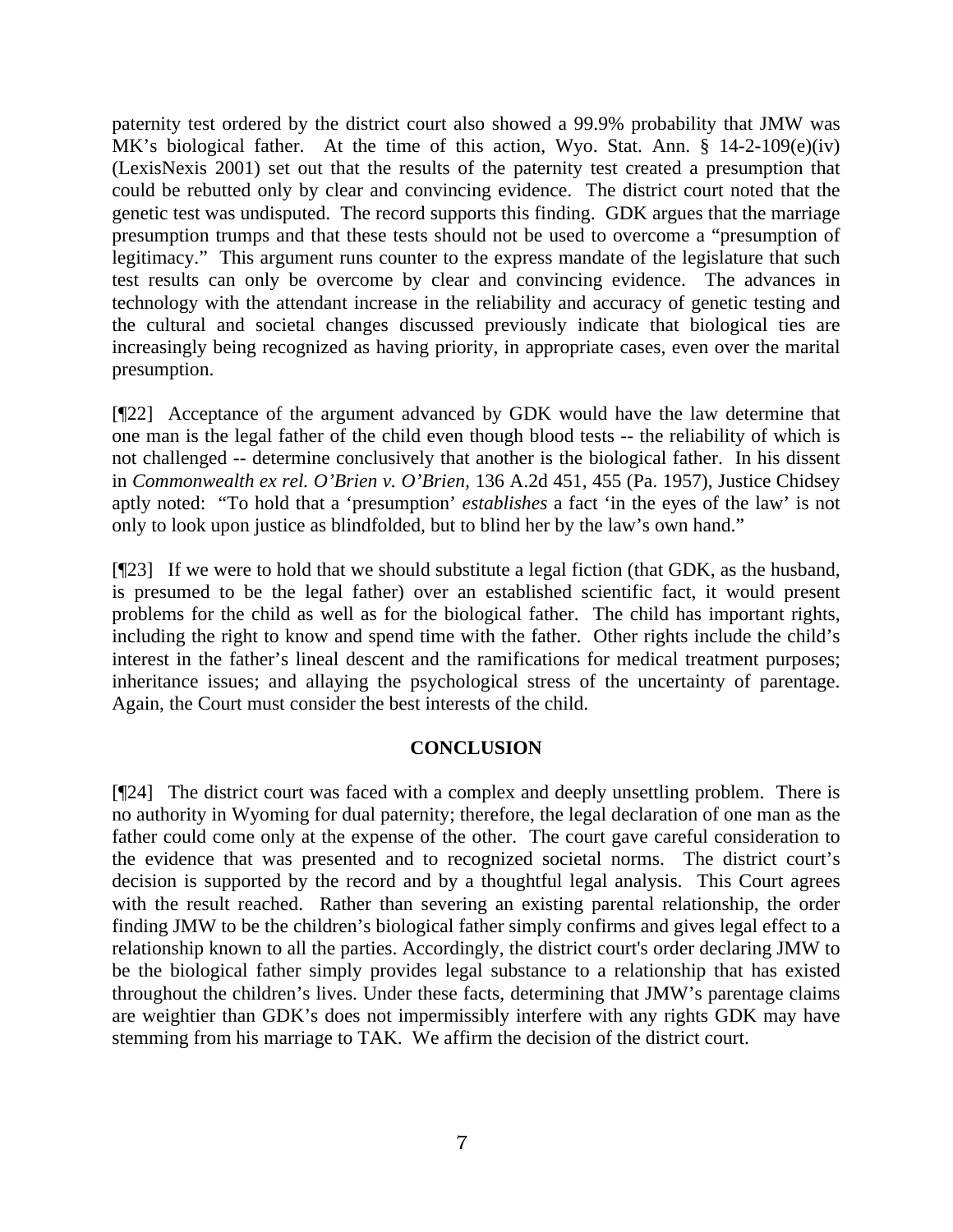paternity test ordered by the district court also showed a 99.9% probability that JMW was MK's biological father. At the time of this action, Wyo. Stat. Ann. § 14-2-109(e)(iv) (LexisNexis 2001) set out that the results of the paternity test created a presumption that could be rebutted only by clear and convincing evidence. The district court noted that the genetic test was undisputed. The record supports this finding. GDK argues that the marriage presumption trumps and that these tests should not be used to overcome a "presumption of legitimacy." This argument runs counter to the express mandate of the legislature that such test results can only be overcome by clear and convincing evidence. The advances in technology with the attendant increase in the reliability and accuracy of genetic testing and the cultural and societal changes discussed previously indicate that biological ties are increasingly being recognized as having priority, in appropriate cases, even over the marital presumption.

[¶22] Acceptance of the argument advanced by GDK would have the law determine that one man is the legal father of the child even though blood tests -- the reliability of which is not challenged -- determine conclusively that another is the biological father. In his dissent in *Commonwealth ex rel. O'Brien v. O'Brien*, 136 A.2d 451, 455 (Pa. 1957), Justice Chidsey aptly noted: "To hold that a 'presumption' *establishes* a fact 'in the eyes of the law' is not only to look upon justice as blindfolded, but to blind her by the law's own hand."

[¶23] If we were to hold that we should substitute a legal fiction (that GDK, as the husband, is presumed to be the legal father) over an established scientific fact, it would present problems for the child as well as for the biological father. The child has important rights, including the right to know and spend time with the father. Other rights include the child's interest in the father's lineal descent and the ramifications for medical treatment purposes; inheritance issues; and allaying the psychological stress of the uncertainty of parentage. Again, the Court must consider the best interests of the child.

## CONCLUSION

[¶24] The district court was faced with a complex and deeply unsettling problem. There is no authority in Wyoming for dual paternity; therefore, the legal declaration of one man as the father could come only at the expense of the other. The court gave careful consideration to the evidence that was presented and to recognized societal norms. The district court's decision is supported by the record and by a thoughtful legal analysis. This Court agrees with the result reached. Rather than severing an existing parental relationship, the order finding JMW to be the children's biological father simply confirms and gives legal effect to a relationship known to all the parties. Accordingly, the district court's order declaring JMW to be the biological father simply provides legal substance to a relationship that has existed throughout the children's lives. Under these facts, determining that JMW's parentage claims are weightier than GDK's does not impermissibly interfere with any rights GDK may have stemming from his marriage to TAK. We affirm the decision of the district court.